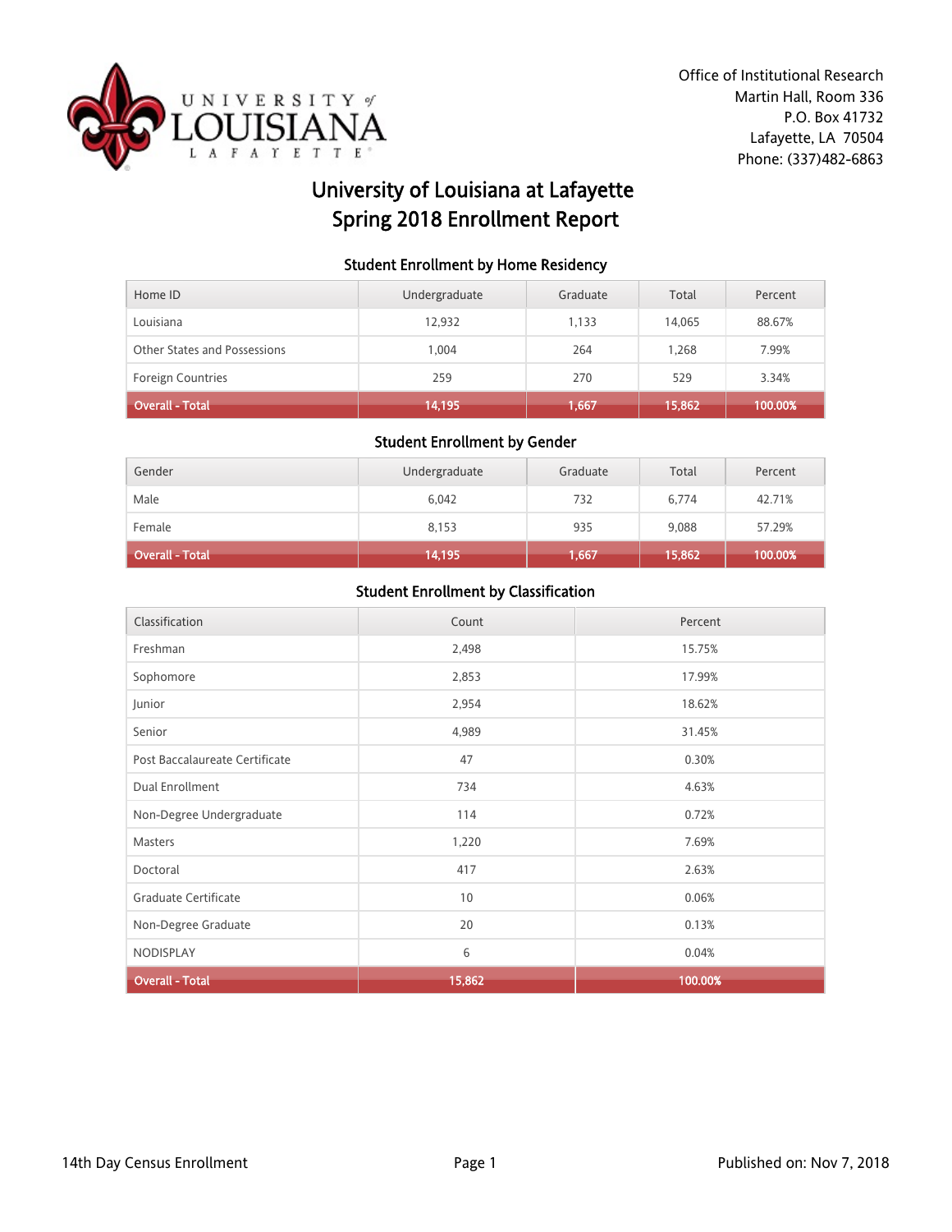Office of Institutional Research
Martin Hall, Room 336
P.O. Box 41732
Lafayette, LA 70504
Phone: (337)482-6863

# University of Louisiana at Lafayette
# Spring 2018 Enrollment Report

### Student Enrollment by Home Residency

| Home ID | Undergraduate | Graduate | Total | Percent |
|---|---|---|---|---|
| Louisiana | 12,932 | 1,133 | 14,065 | 88.67% |
| Other States and Possessions | 1,004 | 264 | 1,268 | 7.99% |
| Foreign Countries | 259 | 270 | 529 | 3.34% |
| **Overall - Total** | **14,195** | **1,667** | **15,862** | **100.00%** |

### Student Enrollment by Gender

| Gender | Undergraduate | Graduate | Total | Percent |
|---|---|---|---|---|
| Male | 6,042 | 732 | 6,774 | 42.71% |
| Female | 8,153 | 935 | 9,088 | 57.29% |
| **Overall - Total** | **14,195** | **1,667** | **15,862** | **100.00%** |

### Student Enrollment by Classification

| Classification | Count | Percent |
|---|---|---|
| Freshman | 2,498 | 15.75% |
| Sophomore | 2,853 | 17.99% |
| Junior | 2,954 | 18.62% |
| Senior | 4,989 | 31.45% |
| Post Baccalaureate Certificate | 47 | 0.30% |
| Dual Enrollment | 734 | 4.63% |
| Non-Degree Undergraduate | 114 | 0.72% |
| Masters | 1,220 | 7.69% |
| Doctoral | 417 | 2.63% |
| Graduate Certificate | 10 | 0.06% |
| Non-Degree Graduate | 20 | 0.13% |
| NODISPLAY | 6 | 0.04% |
| **Overall - Total** | **15,862** | **100.00%** |

14th Day Census Enrollment

Published on: Nov 7, 2018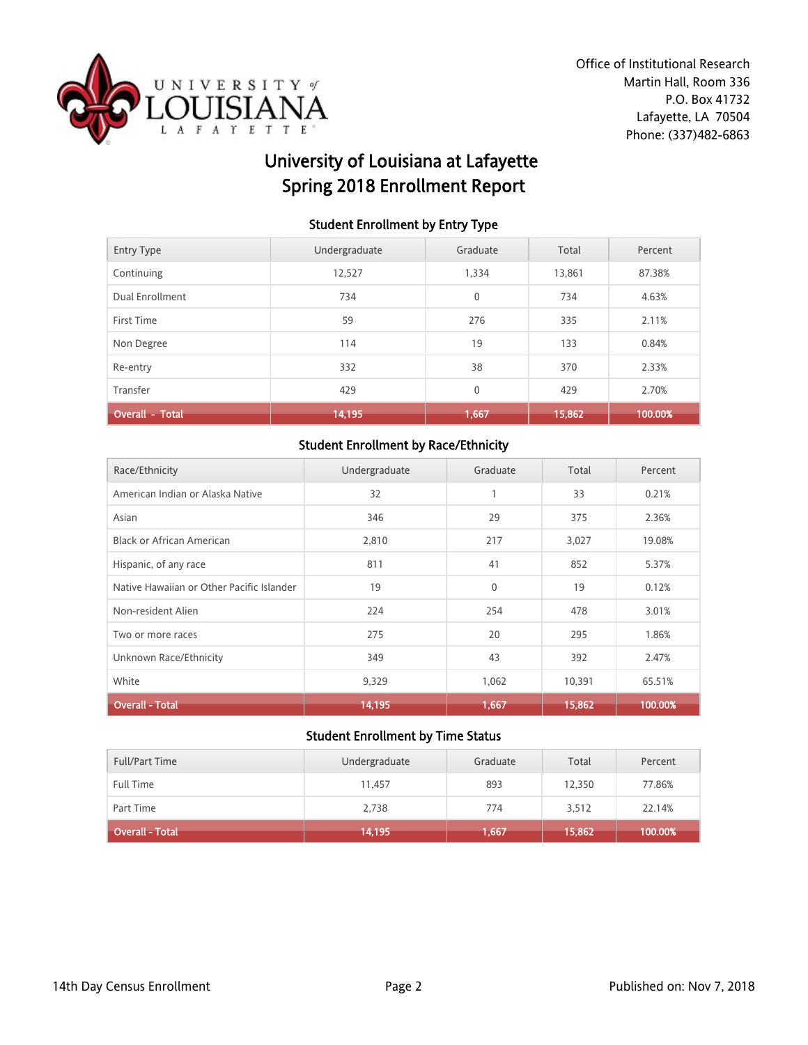Office of Institutional Research
Martin Hall, Room 336
P.O. Box 41732
Lafayette, LA 70504
Phone: (337)482-6863

# University of Louisiana at Lafayette
# Spring 2018 Enrollment Report

### Student Enrollment by Entry Type

| Entry Type | Undergraduate | Graduate | Total | Percent |
|---|---|---|---|---|
| Continuing | 12,527 | 1,334 | 13,861 | 87.38% |
| Dual Enrollment | 734 | 0 | 734 | 4.63% |
| First Time | 59 | 276 | 335 | 2.11% |
| Non Degree | 114 | 19 | 133 | 0.84% |
| Re-entry | 332 | 38 | 370 | 2.33% |
| Transfer | 429 | 0 | 429 | 2.70% |
| **Overall - Total** | **14,195** | **1,667** | **15,862** | **100.00%** |

### Student Enrollment by Race/Ethnicity

| Race/Ethnicity | Undergraduate | Graduate | Total | Percent |
|---|---|---|---|---|
| American Indian or Alaska Native | 32 | 1 | 33 | 0.21% |
| Asian | 346 | 29 | 375 | 2.36% |
| Black or African American | 2,810 | 217 | 3,027 | 19.08% |
| Hispanic, of any race | 811 | 41 | 852 | 5.37% |
| Native Hawaiian or Other Pacific Islander | 19 | 0 | 19 | 0.12% |
| Non-resident Alien | 224 | 254 | 478 | 3.01% |
| Two or more races | 275 | 20 | 295 | 1.86% |
| Unknown Race/Ethnicity | 349 | 43 | 392 | 2.47% |
| White | 9,329 | 1,062 | 10,391 | 65.51% |
| **Overall - Total** | **14,195** | **1,667** | **15,862** | **100.00%** |

### Student Enrollment by Time Status

| Full/Part Time | Undergraduate | Graduate | Total | Percent |
|---|---|---|---|---|
| Full Time | 11,457 | 893 | 12,350 | 77.86% |
| Part Time | 2,738 | 774 | 3,512 | 22.14% |
| **Overall - Total** | **14,195** | **1,667** | **15,862** | **100.00%** |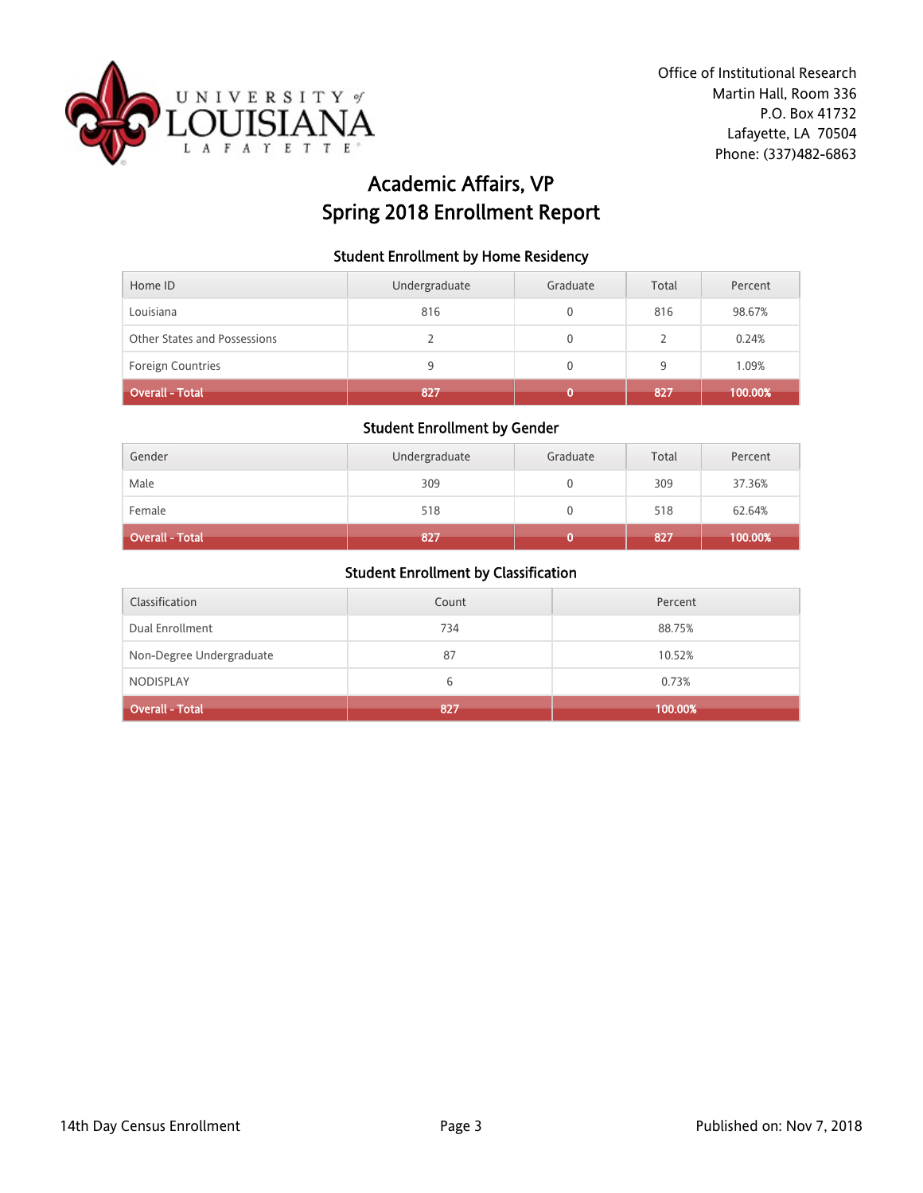Office of Institutional Research
Martin Hall, Room 336
P.O. Box 41732
Lafayette, LA 70504
Phone: (337)482-6863

# Academic Affairs, VP
# Spring 2018 Enrollment Report

### Student Enrollment by Home Residency

| Home ID | Undergraduate | Graduate | Total | Percent |
|---|---|---|---|---|
| Louisiana | 816 | 0 | 816 | 98.67% |
| Other States and Possessions | 2 | 0 | 2 | 0.24% |
| Foreign Countries | 9 | 0 | 9 | 1.09% |
| **Overall - Total** | **827** | **0** | **827** | **100.00%** |

### Student Enrollment by Gender

| Gender | Undergraduate | Graduate | Total | Percent |
|---|---|---|---|---|
| Male | 309 | 0 | 309 | 37.36% |
| Female | 518 | 0 | 518 | 62.64% |
| **Overall - Total** | **827** | **0** | **827** | **100.00%** |

### Student Enrollment by Classification

| Classification | Count | Percent |
|---|---|---|
| Dual Enrollment | 734 | 88.75% |
| Non-Degree Undergraduate | 87 | 10.52% |
| NODISPLAY | 6 | 0.73% |
| **Overall - Total** | **827** | **100.00%** |

14th Day Census Enrollment

Published on: Nov 7, 2018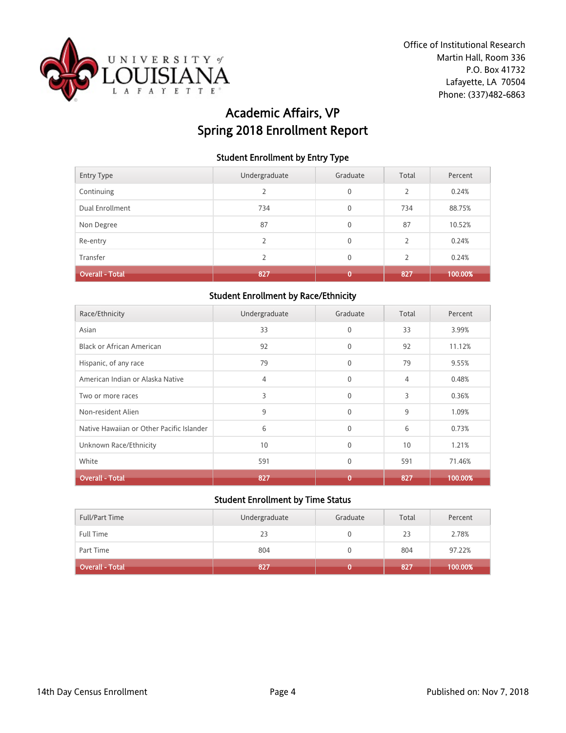Office of Institutional Research
Martin Hall, Room 336
P.O. Box 41732
Lafayette, LA 70504
Phone: (337)482-6863

# Academic Affairs, VP
# Spring 2018 Enrollment Report

### Student Enrollment by Entry Type

| Entry Type | Undergraduate | Graduate | Total | Percent |
|---|---|---|---|---|
| Continuing | 2 | 0 | 2 | 0.24% |
| Dual Enrollment | 734 | 0 | 734 | 88.75% |
| Non Degree | 87 | 0 | 87 | 10.52% |
| Re-entry | 2 | 0 | 2 | 0.24% |
| Transfer | 2 | 0 | 2 | 0.24% |
| **Overall - Total** | **827** | **0** | **827** | **100.00%** |

### Student Enrollment by Race/Ethnicity

| Race/Ethnicity | Undergraduate | Graduate | Total | Percent |
|---|---|---|---|---|
| Asian | 33 | 0 | 33 | 3.99% |
| Black or African American | 92 | 0 | 92 | 11.12% |
| Hispanic, of any race | 79 | 0 | 79 | 9.55% |
| American Indian or Alaska Native | 4 | 0 | 4 | 0.48% |
| Two or more races | 3 | 0 | 3 | 0.36% |
| Non-resident Alien | 9 | 0 | 9 | 1.09% |
| Native Hawaiian or Other Pacific Islander | 6 | 0 | 6 | 0.73% |
| Unknown Race/Ethnicity | 10 | 0 | 10 | 1.21% |
| White | 591 | 0 | 591 | 71.46% |
| **Overall - Total** | **827** | **0** | **827** | **100.00%** |

### Student Enrollment by Time Status

| Full/Part Time | Undergraduate | Graduate | Total | Percent |
|---|---|---|---|---|
| Full Time | 23 | 0 | 23 | 2.78% |
| Part Time | 804 | 0 | 804 | 97.22% |
| **Overall - Total** | **827** | **0** | **827** | **100.00%** |

14th Day Census Enrollment

Published on: Nov 7, 2018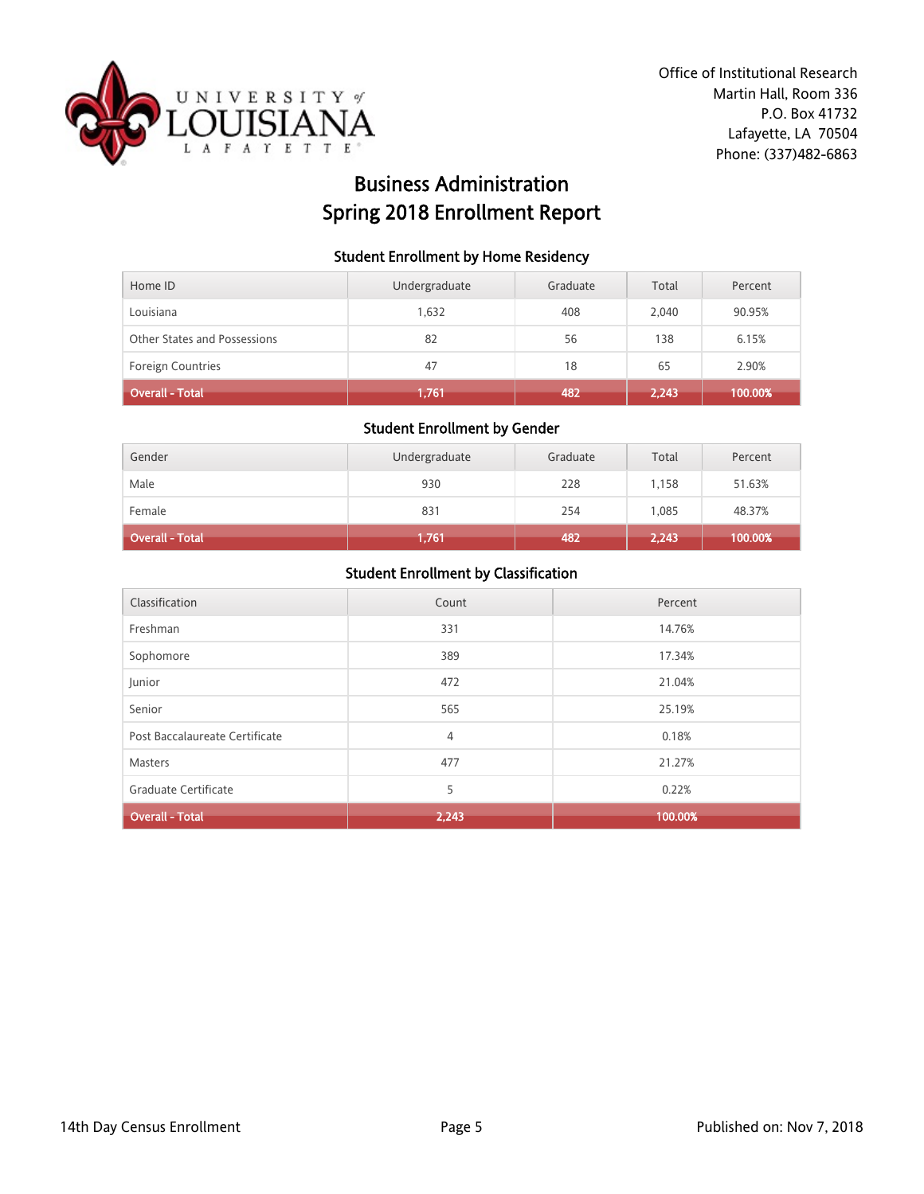Office of Institutional Research
Martin Hall, Room 336
P.O. Box 41732
Lafayette, LA 70504
Phone: (337)482-6863

# Business Administration
# Spring 2018 Enrollment Report

### Student Enrollment by Home Residency

| Home ID | Undergraduate | Graduate | Total | Percent |
|---|---|---|---|---|
| Louisiana | 1,632 | 408 | 2,040 | 90.95% |
| Other States and Possessions | 82 | 56 | 138 | 6.15% |
| Foreign Countries | 47 | 18 | 65 | 2.90% |
| **Overall - Total** | **1,761** | **482** | **2,243** | **100.00%** |

### Student Enrollment by Gender

| Gender | Undergraduate | Graduate | Total | Percent |
|---|---|---|---|---|
| Male | 930 | 228 | 1,158 | 51.63% |
| Female | 831 | 254 | 1,085 | 48.37% |
| **Overall - Total** | **1,761** | **482** | **2,243** | **100.00%** |

### Student Enrollment by Classification

| Classification | Count | Percent |
|---|---|---|
| Freshman | 331 | 14.76% |
| Sophomore | 389 | 17.34% |
| Junior | 472 | 21.04% |
| Senior | 565 | 25.19% |
| Post Baccalaureate Certificate | 4 | 0.18% |
| Masters | 477 | 21.27% |
| Graduate Certificate | 5 | 0.22% |
| **Overall - Total** | **2,243** | **100.00%** |

14th Day Census Enrollment

Published on: Nov 7, 2018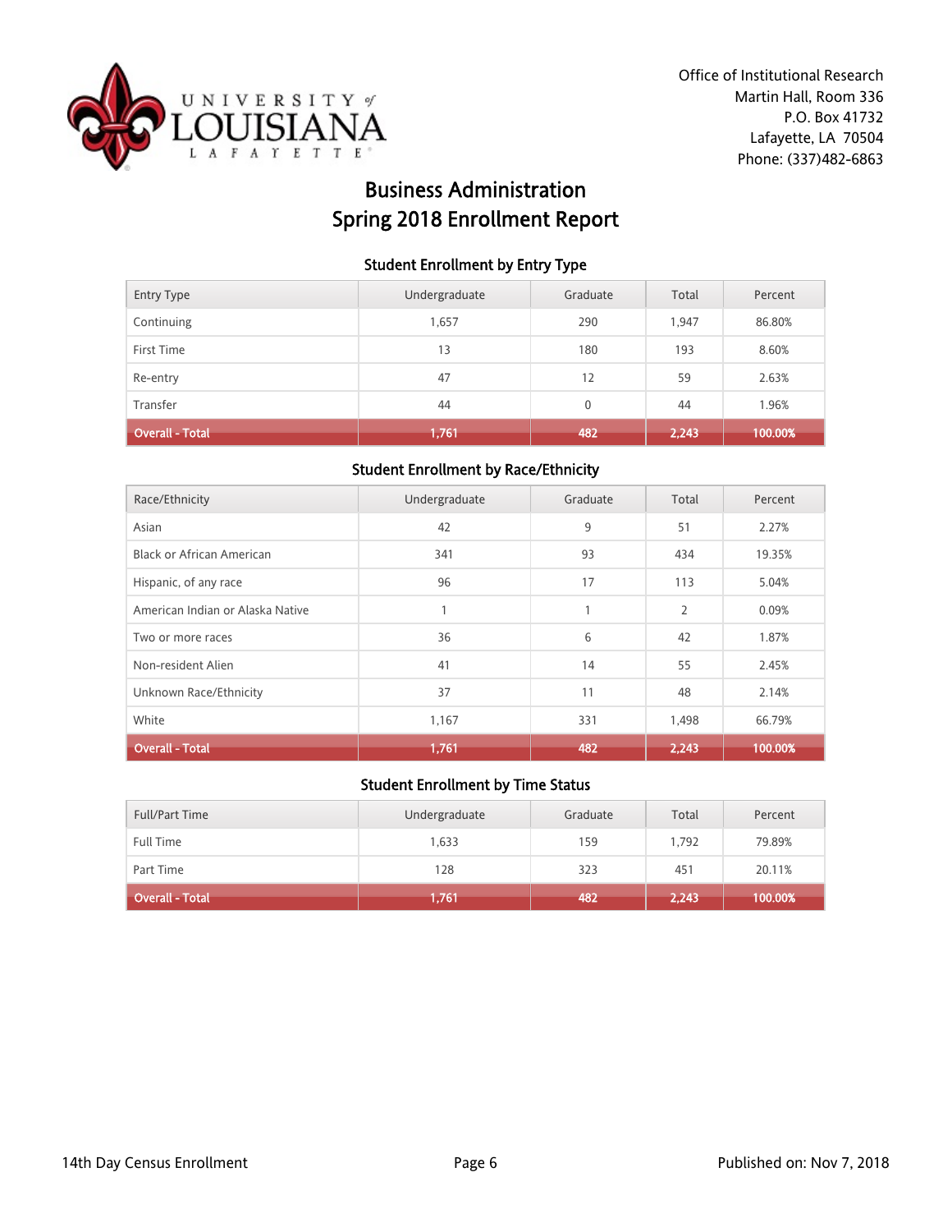Office of Institutional Research
Martin Hall, Room 336
P.O. Box 41732
Lafayette, LA 70504
Phone: (337)482-6863

# Business Administration
# Spring 2018 Enrollment Report

### Student Enrollment by Entry Type

| Entry Type | Undergraduate | Graduate | Total | Percent |
|---|---|---|---|---|
| Continuing | 1,657 | 290 | 1,947 | 86.80% |
| First Time | 13 | 180 | 193 | 8.60% |
| Re-entry | 47 | 12 | 59 | 2.63% |
| Transfer | 44 | 0 | 44 | 1.96% |
| **Overall - Total** | **1,761** | **482** | **2,243** | **100.00%** |

### Student Enrollment by Race/Ethnicity

| Race/Ethnicity | Undergraduate | Graduate | Total | Percent |
|---|---|---|---|---|
| Asian | 42 | 9 | 51 | 2.27% |
| Black or African American | 341 | 93 | 434 | 19.35% |
| Hispanic, of any race | 96 | 17 | 113 | 5.04% |
| American Indian or Alaska Native | 1 | 1 | 2 | 0.09% |
| Two or more races | 36 | 6 | 42 | 1.87% |
| Non-resident Alien | 41 | 14 | 55 | 2.45% |
| Unknown Race/Ethnicity | 37 | 11 | 48 | 2.14% |
| White | 1,167 | 331 | 1,498 | 66.79% |
| **Overall - Total** | **1,761** | **482** | **2,243** | **100.00%** |

### Student Enrollment by Time Status

| Full/Part Time | Undergraduate | Graduate | Total | Percent |
|---|---|---|---|---|
| Full Time | 1,633 | 159 | 1,792 | 79.89% |
| Part Time | 128 | 323 | 451 | 20.11% |
| **Overall - Total** | **1,761** | **482** | **2,243** | **100.00%** |

14th Day Census Enrollment

Published on: Nov 7, 2018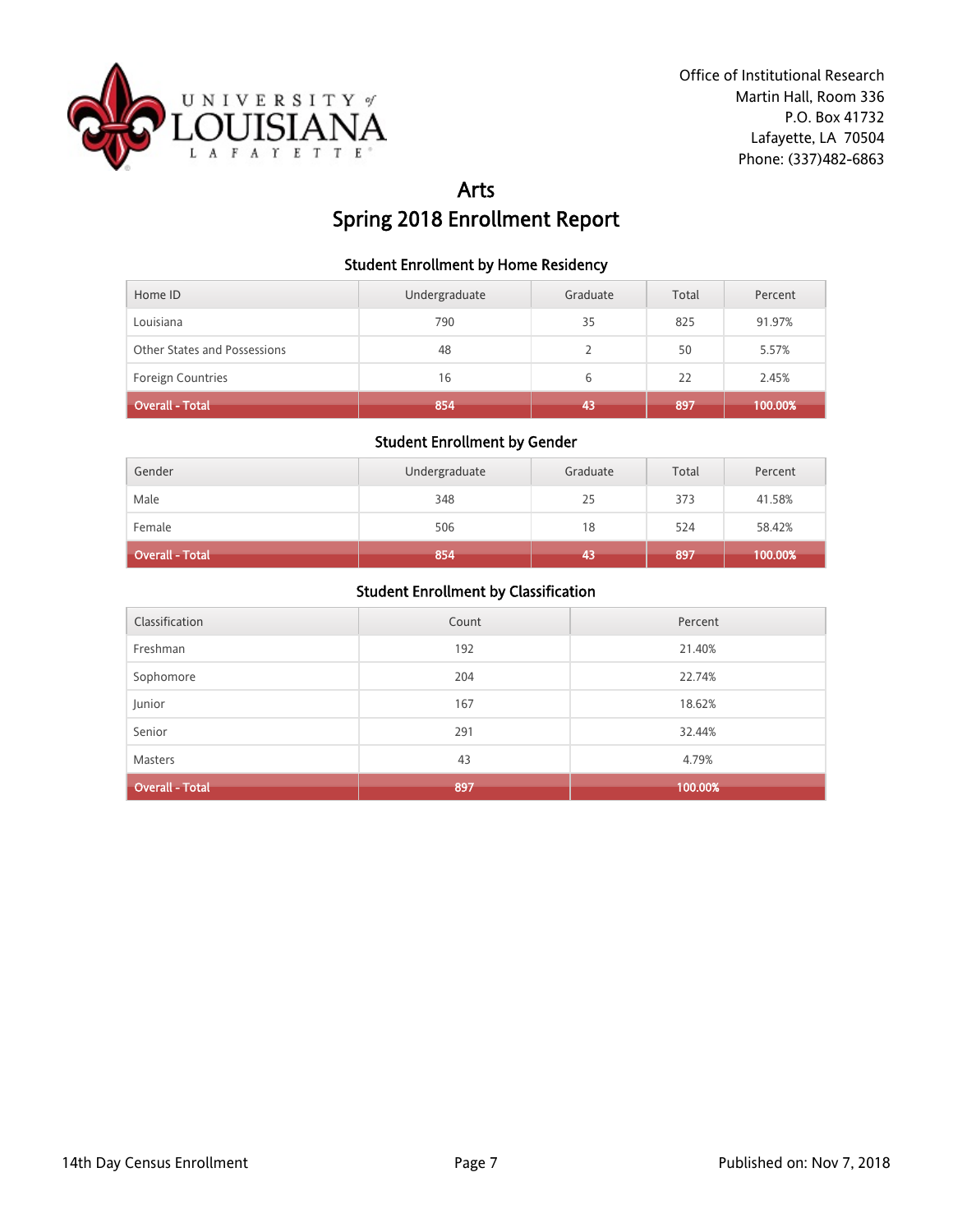Office of Institutional Research
Martin Hall, Room 336
P.O. Box 41732
Lafayette, LA 70504
Phone: (337)482-6863

# Arts
# Spring 2018 Enrollment Report

### Student Enrollment by Home Residency

| Home ID | Undergraduate | Graduate | Total | Percent |
|---|---|---|---|---|
| Louisiana | 790 | 35 | 825 | 91.97% |
| Other States and Possessions | 48 | 2 | 50 | 5.57% |
| Foreign Countries | 16 | 6 | 22 | 2.45% |
| **Overall - Total** | **854** | **43** | **897** | **100.00%** |

### Student Enrollment by Gender

| Gender | Undergraduate | Graduate | Total | Percent |
|---|---|---|---|---|
| Male | 348 | 25 | 373 | 41.58% |
| Female | 506 | 18 | 524 | 58.42% |
| **Overall - Total** | **854** | **43** | **897** | **100.00%** |

### Student Enrollment by Classification

| Classification | Count | Percent |
|---|---|---|
| Freshman | 192 | 21.40% |
| Sophomore | 204 | 22.74% |
| Junior | 167 | 18.62% |
| Senior | 291 | 32.44% |
| Masters | 43 | 4.79% |
| **Overall - Total** | **897** | **100.00%** |

14th Day Census Enrollment

Published on: Nov 7, 2018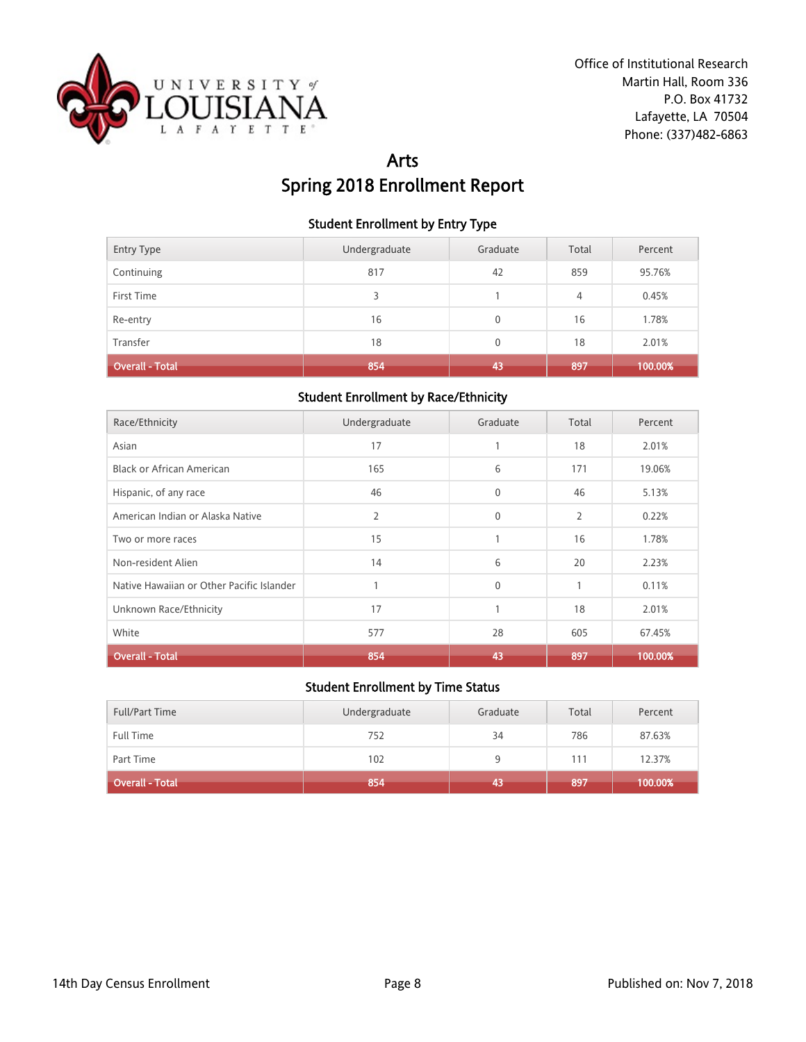Office of Institutional Research
Martin Hall, Room 336
P.O. Box 41732
Lafayette, LA 70504
Phone: (337)482-6863

# Arts
# Spring 2018 Enrollment Report

### Student Enrollment by Entry Type

| Entry Type | Undergraduate | Graduate | Total | Percent |
|---|---|---|---|---|
| Continuing | 817 | 42 | 859 | 95.76% |
| First Time | 3 | 1 | 4 | 0.45% |
| Re-entry | 16 | 0 | 16 | 1.78% |
| Transfer | 18 | 0 | 18 | 2.01% |
| **Overall - Total** | **854** | **43** | **897** | **100.00%** |

### Student Enrollment by Race/Ethnicity

| Race/Ethnicity | Undergraduate | Graduate | Total | Percent |
|---|---|---|---|---|
| Asian | 17 | 1 | 18 | 2.01% |
| Black or African American | 165 | 6 | 171 | 19.06% |
| Hispanic, of any race | 46 | 0 | 46 | 5.13% |
| American Indian or Alaska Native | 2 | 0 | 2 | 0.22% |
| Two or more races | 15 | 1 | 16 | 1.78% |
| Non-resident Alien | 14 | 6 | 20 | 2.23% |
| Native Hawaiian or Other Pacific Islander | 1 | 0 | 1 | 0.11% |
| Unknown Race/Ethnicity | 17 | 1 | 18 | 2.01% |
| White | 577 | 28 | 605 | 67.45% |
| **Overall - Total** | **854** | **43** | **897** | **100.00%** |

### Student Enrollment by Time Status

| Full/Part Time | Undergraduate | Graduate | Total | Percent |
|---|---|---|---|---|
| Full Time | 752 | 34 | 786 | 87.63% |
| Part Time | 102 | 9 | 111 | 12.37% |
| **Overall - Total** | **854** | **43** | **897** | **100.00%** |

14th Day Census Enrollment

Published on: Nov 7, 2018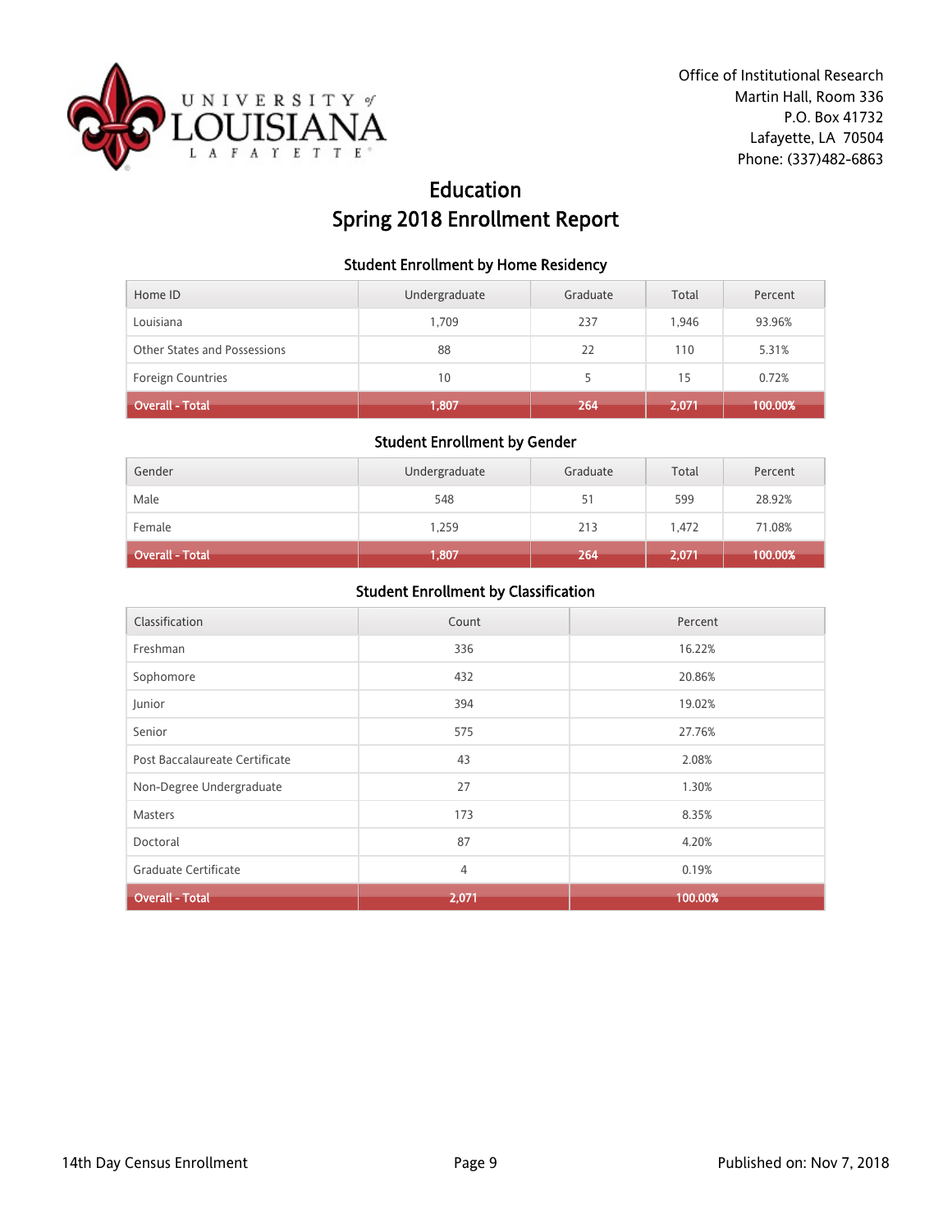Office of Institutional Research
Martin Hall, Room 336
P.O. Box 41732
Lafayette, LA 70504
Phone: (337)482-6863

# Education
# Spring 2018 Enrollment Report

### Student Enrollment by Home Residency

| Home ID | Undergraduate | Graduate | Total | Percent |
| --- | --- | --- | --- | --- |
| Louisiana | 1,709 | 237 | 1,946 | 93.96% |
| Other States and Possessions | 88 | 22 | 110 | 5.31% |
| Foreign Countries | 10 | 5 | 15 | 0.72% |
| **Overall - Total** | **1,807** | **264** | **2,071** | **100.00%** |

### Student Enrollment by Gender

| Gender | Undergraduate | Graduate | Total | Percent |
| --- | --- | --- | --- | --- |
| Male | 548 | 51 | 599 | 28.92% |
| Female | 1,259 | 213 | 1,472 | 71.08% |
| **Overall - Total** | **1,807** | **264** | **2,071** | **100.00%** |

### Student Enrollment by Classification

| Classification | Count | Percent |
| --- | --- | --- |
| Freshman | 336 | 16.22% |
| Sophomore | 432 | 20.86% |
| Junior | 394 | 19.02% |
| Senior | 575 | 27.76% |
| Post Baccalaureate Certificate | 43 | 2.08% |
| Non-Degree Undergraduate | 27 | 1.30% |
| Masters | 173 | 8.35% |
| Doctoral | 87 | 4.20% |
| Graduate Certificate | 4 | 0.19% |
| **Overall - Total** | **2,071** | **100.00%** |

14th Day Census Enrollment

Published on: Nov 7, 2018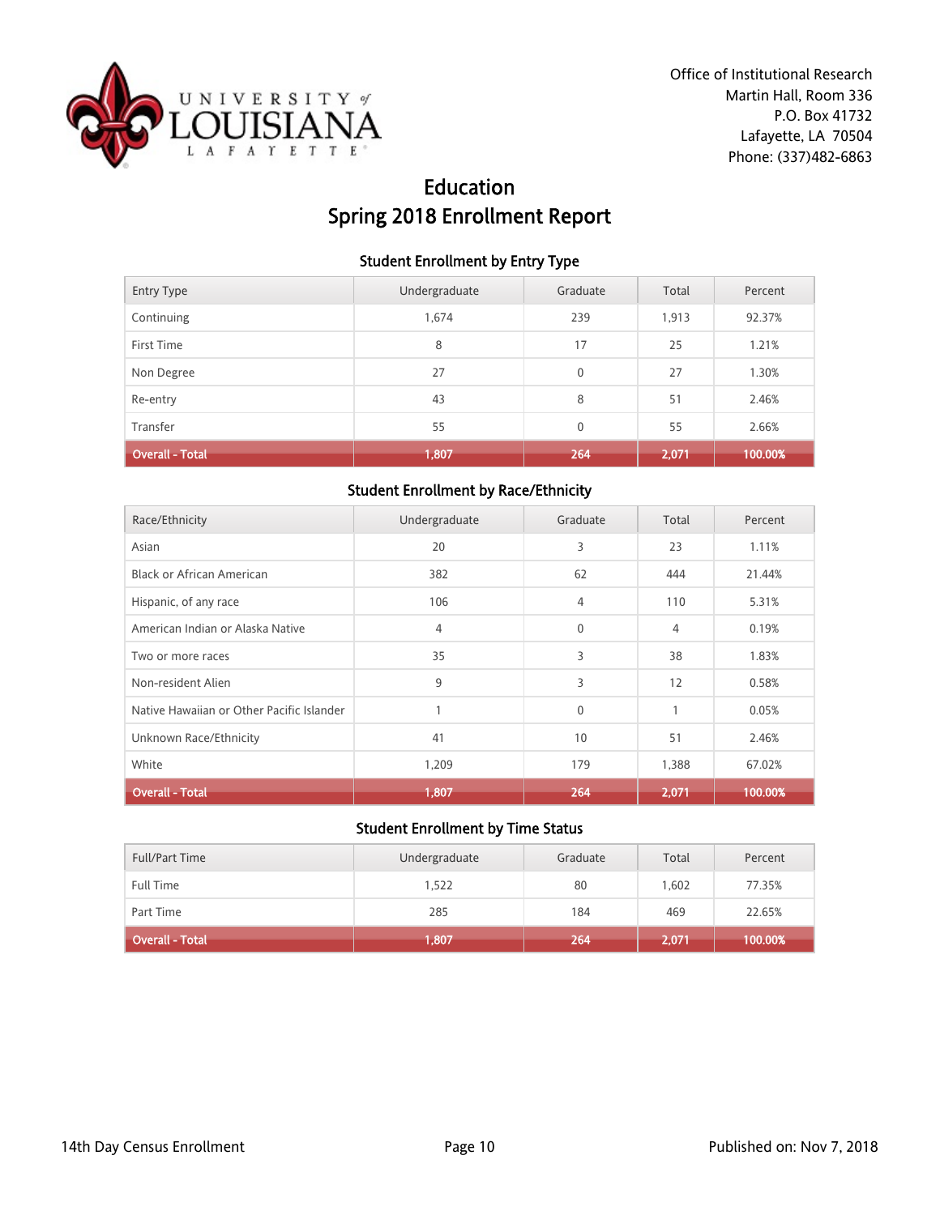Office of Institutional Research
Martin Hall, Room 336
P.O. Box 41732
Lafayette, LA 70504
Phone: (337)482-6863

# Education
# Spring 2018 Enrollment Report

### Student Enrollment by Entry Type

| Entry Type | Undergraduate | Graduate | Total | Percent |
|---|---|---|---|---|
| Continuing | 1,674 | 239 | 1,913 | 92.37% |
| First Time | 8 | 17 | 25 | 1.21% |
| Non Degree | 27 | 0 | 27 | 1.30% |
| Re-entry | 43 | 8 | 51 | 2.46% |
| Transfer | 55 | 0 | 55 | 2.66% |
| **Overall - Total** | **1,807** | **264** | **2,071** | **100.00%** |

### Student Enrollment by Race/Ethnicity

| Race/Ethnicity | Undergraduate | Graduate | Total | Percent |
|---|---|---|---|---|
| Asian | 20 | 3 | 23 | 1.11% |
| Black or African American | 382 | 62 | 444 | 21.44% |
| Hispanic, of any race | 106 | 4 | 110 | 5.31% |
| American Indian or Alaska Native | 4 | 0 | 4 | 0.19% |
| Two or more races | 35 | 3 | 38 | 1.83% |
| Non-resident Alien | 9 | 3 | 12 | 0.58% |
| Native Hawaiian or Other Pacific Islander | 1 | 0 | 1 | 0.05% |
| Unknown Race/Ethnicity | 41 | 10 | 51 | 2.46% |
| White | 1,209 | 179 | 1,388 | 67.02% |
| **Overall - Total** | **1,807** | **264** | **2,071** | **100.00%** |

### Student Enrollment by Time Status

| Full/Part Time | Undergraduate | Graduate | Total | Percent |
|---|---|---|---|---|
| Full Time | 1,522 | 80 | 1,602 | 77.35% |
| Part Time | 285 | 184 | 469 | 22.65% |
| **Overall - Total** | **1,807** | **264** | **2,071** | **100.00%** |

14th Day Census Enrollment

Published on: Nov 7, 2018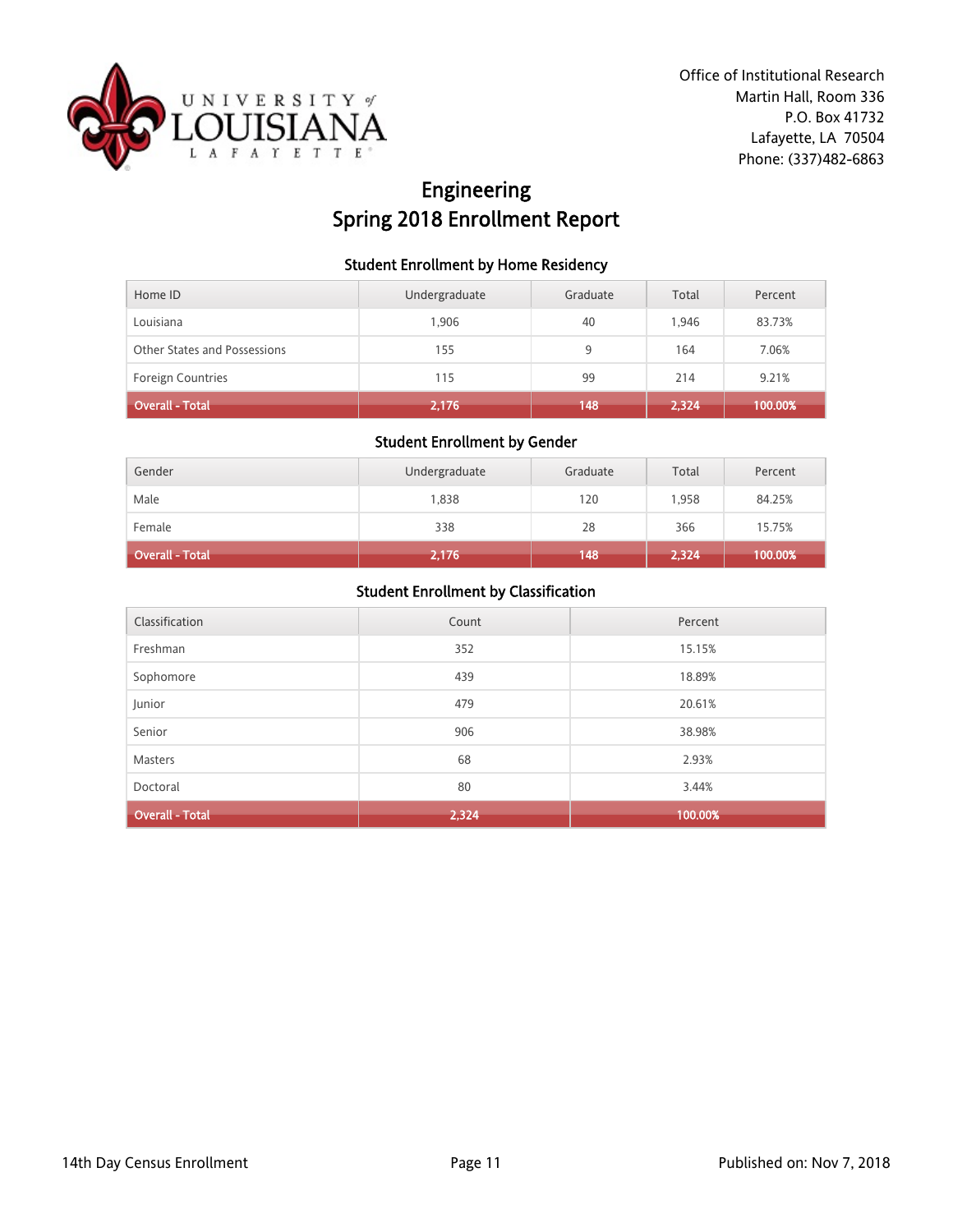Office of Institutional Research
Martin Hall, Room 336
P.O. Box 41732
Lafayette, LA 70504
Phone: (337)482-6863

# Engineering
# Spring 2018 Enrollment Report

### Student Enrollment by Home Residency

| Home ID | Undergraduate | Graduate | Total | Percent |
|---|---|---|---|---|
| Louisiana | 1,906 | 40 | 1,946 | 83.73% |
| Other States and Possessions | 155 | 9 | 164 | 7.06% |
| Foreign Countries | 115 | 99 | 214 | 9.21% |
| **Overall - Total** | **2,176** | **148** | **2,324** | **100.00%** |

### Student Enrollment by Gender

| Gender | Undergraduate | Graduate | Total | Percent |
|---|---|---|---|---|
| Male | 1,838 | 120 | 1,958 | 84.25% |
| Female | 338 | 28 | 366 | 15.75% |
| **Overall - Total** | **2,176** | **148** | **2,324** | **100.00%** |

### Student Enrollment by Classification

| Classification | Count | Percent |
|---|---|---|
| Freshman | 352 | 15.15% |
| Sophomore | 439 | 18.89% |
| Junior | 479 | 20.61% |
| Senior | 906 | 38.98% |
| Masters | 68 | 2.93% |
| Doctoral | 80 | 3.44% |
| **Overall - Total** | **2,324** | **100.00%** |

14th Day Census Enrollment

Published on: Nov 7, 2018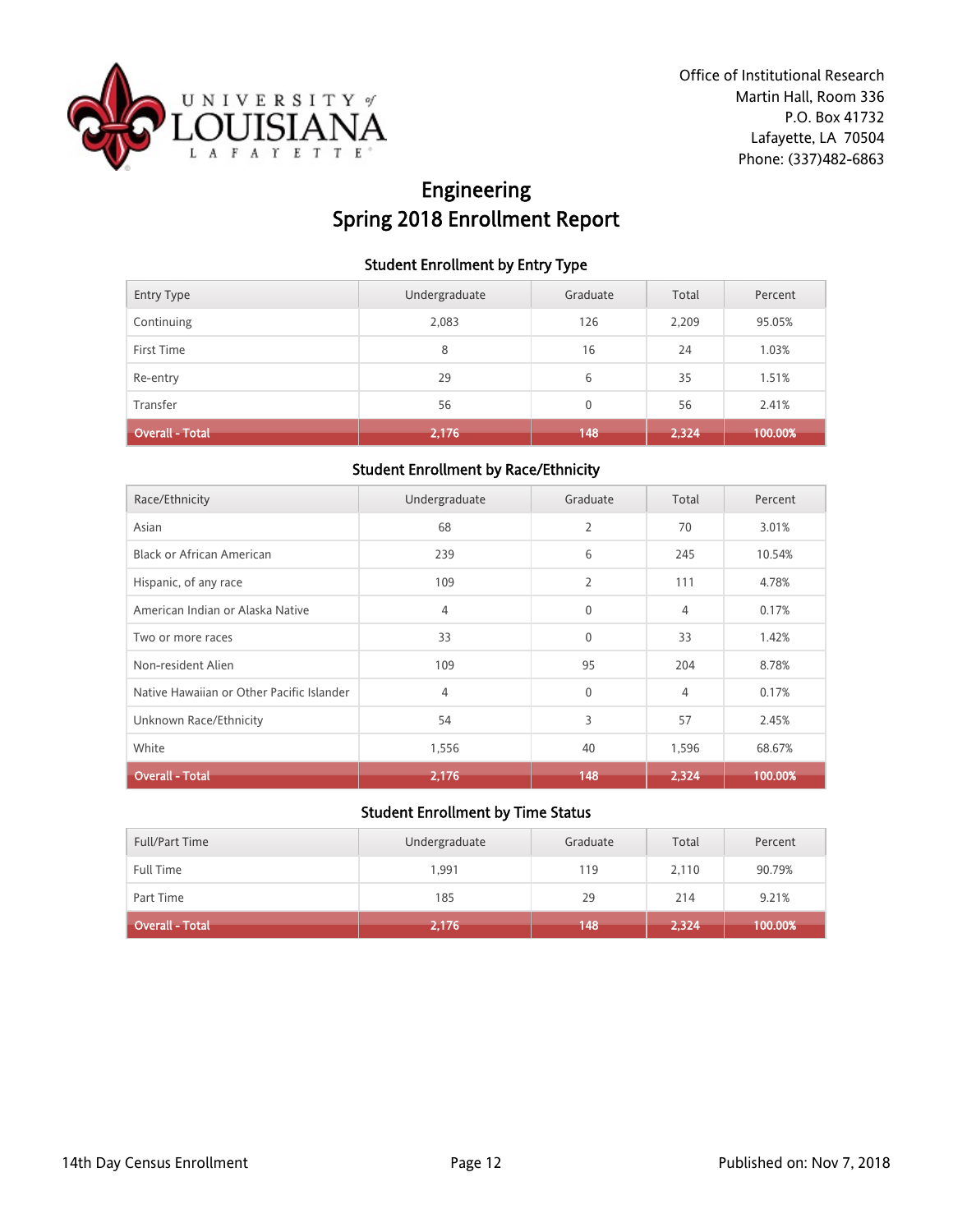Office of Institutional Research
Martin Hall, Room 336
P.O. Box 41732
Lafayette, LA 70504
Phone: (337)482-6863

# Engineering
# Spring 2018 Enrollment Report

### Student Enrollment by Entry Type

| Entry Type | Undergraduate | Graduate | Total | Percent |
|---|---|---|---|---|
| Continuing | 2,083 | 126 | 2,209 | 95.05% |
| First Time | 8 | 16 | 24 | 1.03% |
| Re-entry | 29 | 6 | 35 | 1.51% |
| Transfer | 56 | 0 | 56 | 2.41% |
| **Overall - Total** | **2,176** | **148** | **2,324** | **100.00%** |

### Student Enrollment by Race/Ethnicity

| Race/Ethnicity | Undergraduate | Graduate | Total | Percent |
|---|---|---|---|---|
| Asian | 68 | 2 | 70 | 3.01% |
| Black or African American | 239 | 6 | 245 | 10.54% |
| Hispanic, of any race | 109 | 2 | 111 | 4.78% |
| American Indian or Alaska Native | 4 | 0 | 4 | 0.17% |
| Two or more races | 33 | 0 | 33 | 1.42% |
| Non-resident Alien | 109 | 95 | 204 | 8.78% |
| Native Hawaiian or Other Pacific Islander | 4 | 0 | 4 | 0.17% |
| Unknown Race/Ethnicity | 54 | 3 | 57 | 2.45% |
| White | 1,556 | 40 | 1,596 | 68.67% |
| **Overall - Total** | **2,176** | **148** | **2,324** | **100.00%** |

### Student Enrollment by Time Status

| Full/Part Time | Undergraduate | Graduate | Total | Percent |
|---|---|---|---|---|
| Full Time | 1,991 | 119 | 2,110 | 90.79% |
| Part Time | 185 | 29 | 214 | 9.21% |
| **Overall - Total** | **2,176** | **148** | **2,324** | **100.00%** |

14th Day Census Enrollment

Published on: Nov 7, 2018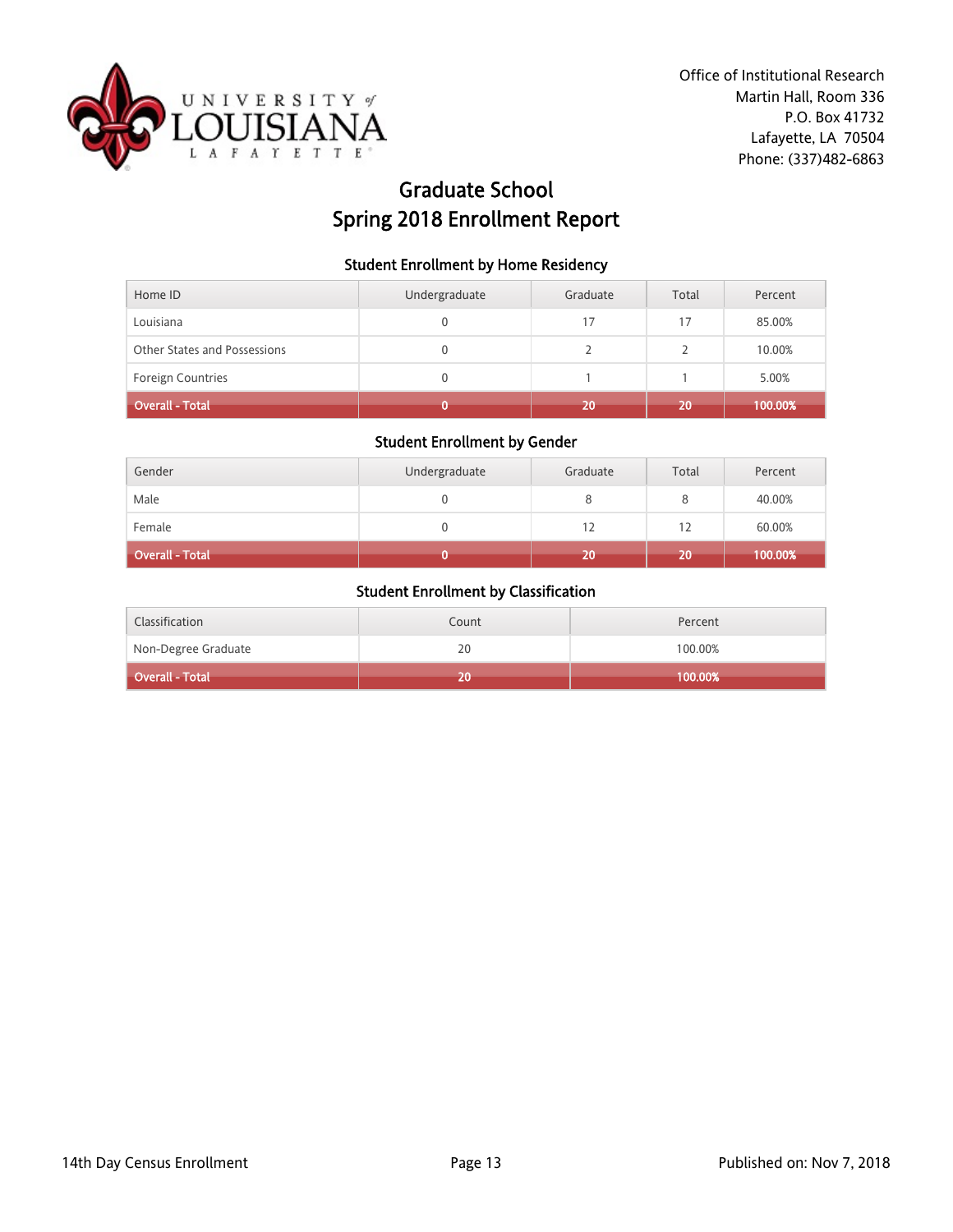Office of Institutional Research
Martin Hall, Room 336
P.O. Box 41732
Lafayette, LA 70504
Phone: (337)482-6863

# Graduate School
# Spring 2018 Enrollment Report

### Student Enrollment by Home Residency

| Home ID | Undergraduate | Graduate | Total | Percent |
|---|---|---|---|---|
| Louisiana | 0 | 17 | 17 | 85.00% |
| Other States and Possessions | 0 | 2 | 2 | 10.00% |
| Foreign Countries | 0 | 1 | 1 | 5.00% |
| **Overall - Total** | **0** | **20** | **20** | **100.00%** |

### Student Enrollment by Gender

| Gender | Undergraduate | Graduate | Total | Percent |
|---|---|---|---|---|
| Male | 0 | 8 | 8 | 40.00% |
| Female | 0 | 12 | 12 | 60.00% |
| **Overall - Total** | **0** | **20** | **20** | **100.00%** |

### Student Enrollment by Classification

| Classification | Count | Percent |
|---|---|---|
| Non-Degree Graduate | 20 | 100.00% |
| **Overall - Total** | **20** | **100.00%** |

14th Day Census Enrollment

Published on: Nov 7, 2018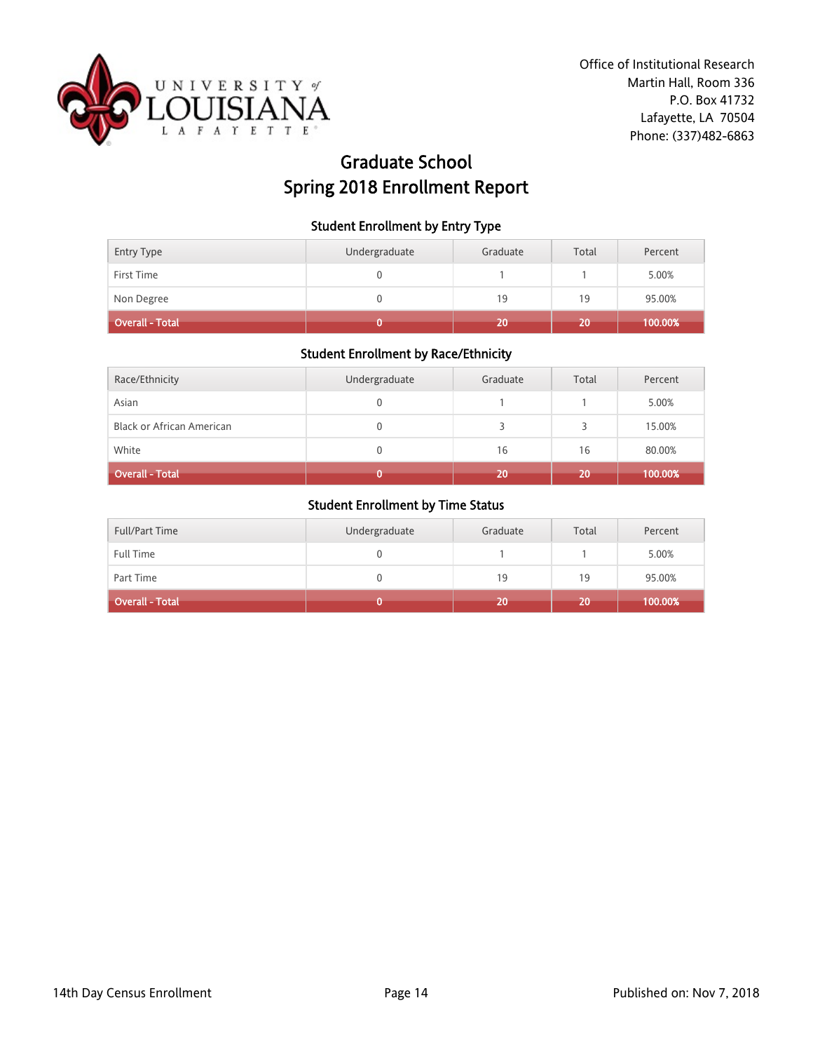Office of Institutional Research
Martin Hall, Room 336
P.O. Box 41732
Lafayette, LA 70504
Phone: (337)482-6863

# Graduate School
# Spring 2018 Enrollment Report

### Student Enrollment by Entry Type

| Entry Type | Undergraduate | Graduate | Total | Percent |
|---|---|---|---|---|
| First Time | 0 | 1 | 1 | 5.00% |
| Non Degree | 0 | 19 | 19 | 95.00% |
| **Overall - Total** | **0** | **20** | **20** | **100.00%** |

### Student Enrollment by Race/Ethnicity

| Race/Ethnicity | Undergraduate | Graduate | Total | Percent |
|---|---|---|---|---|
| Asian | 0 | 1 | 1 | 5.00% |
| Black or African American | 0 | 3 | 3 | 15.00% |
| White | 0 | 16 | 16 | 80.00% |
| **Overall - Total** | **0** | **20** | **20** | **100.00%** |

### Student Enrollment by Time Status

| Full/Part Time | Undergraduate | Graduate | Total | Percent |
|---|---|---|---|---|
| Full Time | 0 | 1 | 1 | 5.00% |
| Part Time | 0 | 19 | 19 | 95.00% |
| **Overall - Total** | **0** | **20** | **20** | **100.00%** |

14th Day Census Enrollment

Published on: Nov 7, 2018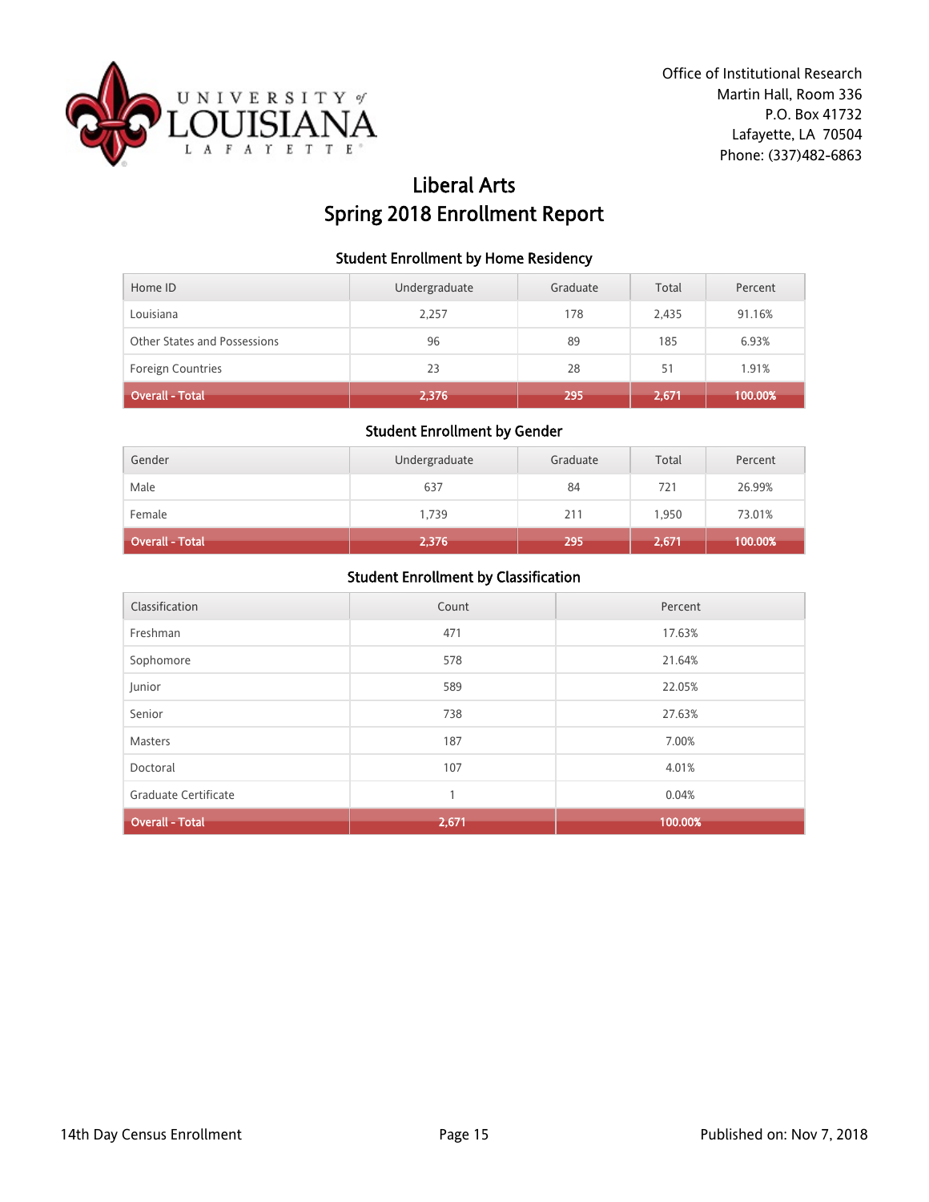Office of Institutional Research
Martin Hall, Room 336
P.O. Box 41732
Lafayette, LA 70504
Phone: (337)482-6863

# Liberal Arts
# Spring 2018 Enrollment Report

### Student Enrollment by Home Residency

| Home ID | Undergraduate | Graduate | Total | Percent |
|---|---|---|---|---|
| Louisiana | 2,257 | 178 | 2,435 | 91.16% |
| Other States and Possessions | 96 | 89 | 185 | 6.93% |
| Foreign Countries | 23 | 28 | 51 | 1.91% |
| **Overall - Total** | **2,376** | **295** | **2,671** | **100.00%** |

### Student Enrollment by Gender

| Gender | Undergraduate | Graduate | Total | Percent |
|---|---|---|---|---|
| Male | 637 | 84 | 721 | 26.99% |
| Female | 1,739 | 211 | 1,950 | 73.01% |
| **Overall - Total** | **2,376** | **295** | **2,671** | **100.00%** |

### Student Enrollment by Classification

| Classification | Count | Percent |
|---|---|---|
| Freshman | 471 | 17.63% |
| Sophomore | 578 | 21.64% |
| Junior | 589 | 22.05% |
| Senior | 738 | 27.63% |
| Masters | 187 | 7.00% |
| Doctoral | 107 | 4.01% |
| Graduate Certificate | 1 | 0.04% |
| **Overall - Total** | **2,671** | **100.00%** |

14th Day Census Enrollment

Published on: Nov 7, 2018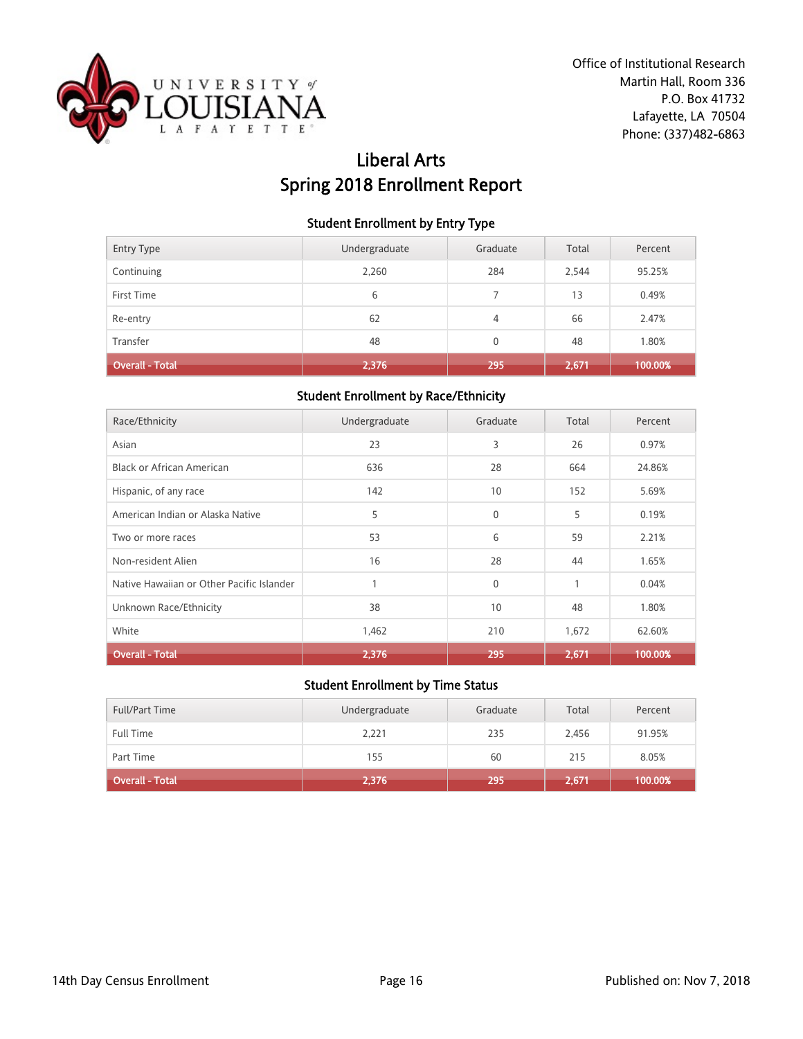Office of Institutional Research
Martin Hall, Room 336
P.O. Box 41732
Lafayette, LA 70504
Phone: (337)482-6863

# Liberal Arts
# Spring 2018 Enrollment Report

### Student Enrollment by Entry Type

| Entry Type | Undergraduate | Graduate | Total | Percent |
|---|---|---|---|---|
| Continuing | 2,260 | 284 | 2,544 | 95.25% |
| First Time | 6 | 7 | 13 | 0.49% |
| Re-entry | 62 | 4 | 66 | 2.47% |
| Transfer | 48 | 0 | 48 | 1.80% |
| **Overall - Total** | **2,376** | **295** | **2,671** | **100.00%** |

### Student Enrollment by Race/Ethnicity

| Race/Ethnicity | Undergraduate | Graduate | Total | Percent |
|---|---|---|---|---|
| Asian | 23 | 3 | 26 | 0.97% |
| Black or African American | 636 | 28 | 664 | 24.86% |
| Hispanic, of any race | 142 | 10 | 152 | 5.69% |
| American Indian or Alaska Native | 5 | 0 | 5 | 0.19% |
| Two or more races | 53 | 6 | 59 | 2.21% |
| Non-resident Alien | 16 | 28 | 44 | 1.65% |
| Native Hawaiian or Other Pacific Islander | 1 | 0 | 1 | 0.04% |
| Unknown Race/Ethnicity | 38 | 10 | 48 | 1.80% |
| White | 1,462 | 210 | 1,672 | 62.60% |
| **Overall - Total** | **2,376** | **295** | **2,671** | **100.00%** |

### Student Enrollment by Time Status

| Full/Part Time | Undergraduate | Graduate | Total | Percent |
|---|---|---|---|---|
| Full Time | 2,221 | 235 | 2,456 | 91.95% |
| Part Time | 155 | 60 | 215 | 8.05% |
| **Overall - Total** | **2,376** | **295** | **2,671** | **100.00%** |

14th Day Census Enrollment

Published on: Nov 7, 2018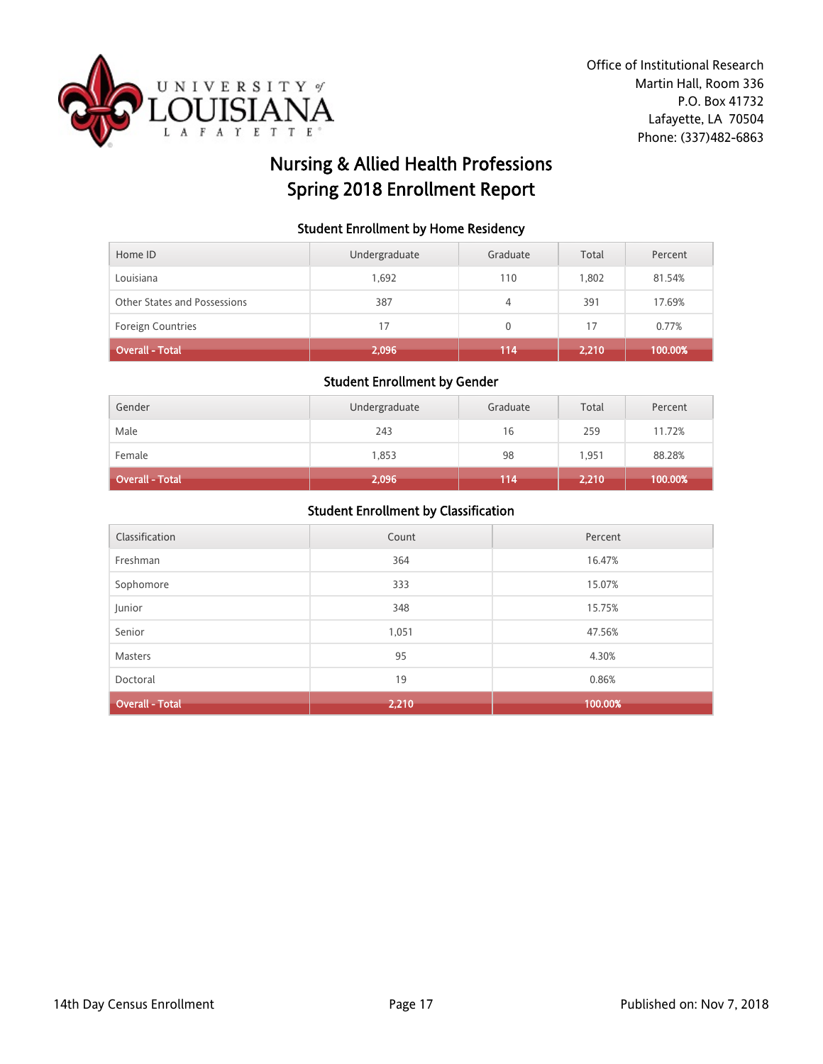Office of Institutional Research
Martin Hall, Room 336
P.O. Box 41732
Lafayette, LA 70504
Phone: (337)482-6863

# Nursing & Allied Health Professions
# Spring 2018 Enrollment Report

### Student Enrollment by Home Residency

| Home ID | Undergraduate | Graduate | Total | Percent |
|---|---|---|---|---|
| Louisiana | 1,692 | 110 | 1,802 | 81.54% |
| Other States and Possessions | 387 | 4 | 391 | 17.69% |
| Foreign Countries | 17 | 0 | 17 | 0.77% |
| **Overall - Total** | **2,096** | **114** | **2,210** | **100.00%** |

### Student Enrollment by Gender

| Gender | Undergraduate | Graduate | Total | Percent |
|---|---|---|---|---|
| Male | 243 | 16 | 259 | 11.72% |
| Female | 1,853 | 98 | 1,951 | 88.28% |
| **Overall - Total** | **2,096** | **114** | **2,210** | **100.00%** |

### Student Enrollment by Classification

| Classification | Count | Percent |
|---|---|---|
| Freshman | 364 | 16.47% |
| Sophomore | 333 | 15.07% |
| Junior | 348 | 15.75% |
| Senior | 1,051 | 47.56% |
| Masters | 95 | 4.30% |
| Doctoral | 19 | 0.86% |
| **Overall - Total** | **2,210** | **100.00%** |

14th Day Census Enrollment

Published on: Nov 7, 2018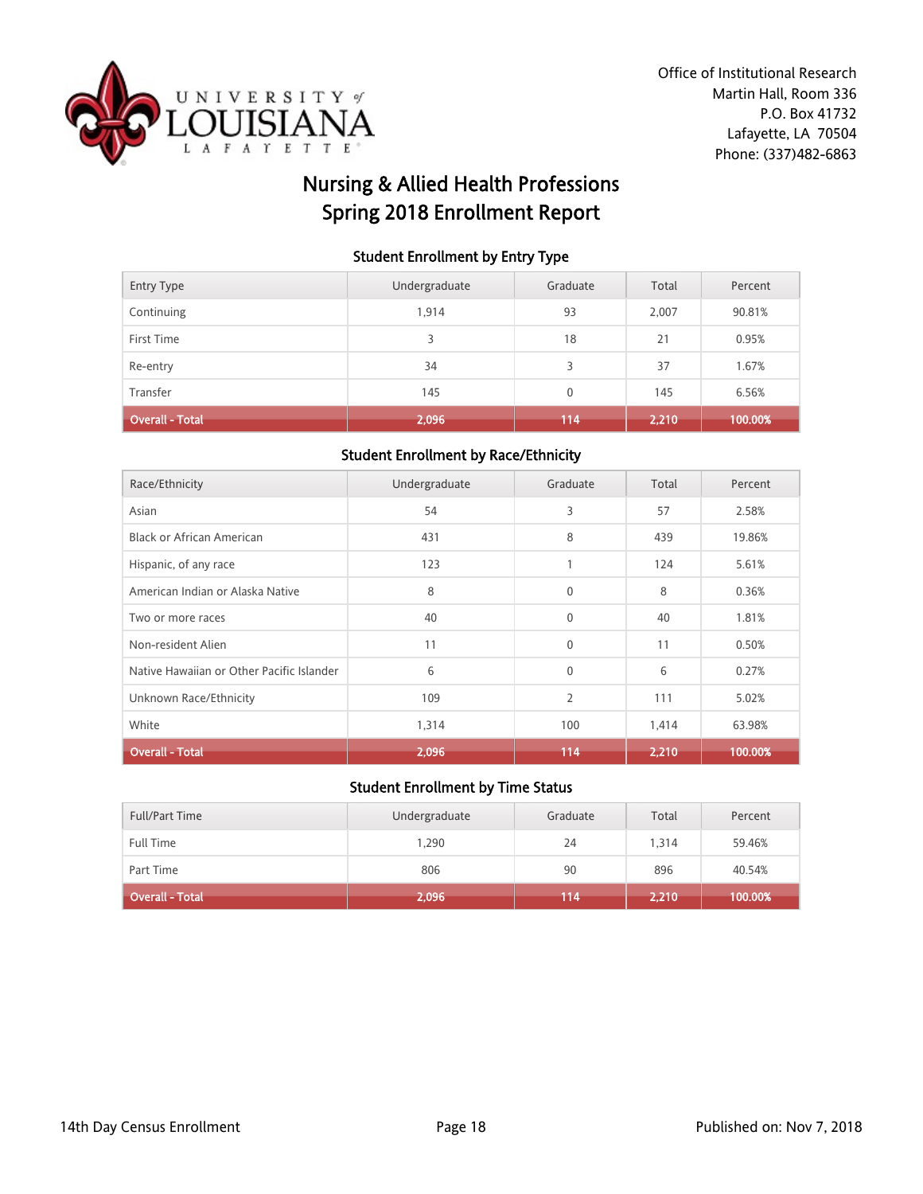Office of Institutional Research
Martin Hall, Room 336
P.O. Box 41732
Lafayette, LA 70504
Phone: (337)482-6863

# Nursing & Allied Health Professions Spring 2018 Enrollment Report

### Student Enrollment by Entry Type

| Entry Type | Undergraduate | Graduate | Total | Percent |
|---|---|---|---|---|
| Continuing | 1,914 | 93 | 2,007 | 90.81% |
| First Time | 3 | 18 | 21 | 0.95% |
| Re-entry | 34 | 3 | 37 | 1.67% |
| Transfer | 145 | 0 | 145 | 6.56% |
| **Overall - Total** | **2,096** | **114** | **2,210** | **100.00%** |

### Student Enrollment by Race/Ethnicity

| Race/Ethnicity | Undergraduate | Graduate | Total | Percent |
|---|---|---|---|---|
| Asian | 54 | 3 | 57 | 2.58% |
| Black or African American | 431 | 8 | 439 | 19.86% |
| Hispanic, of any race | 123 | 1 | 124 | 5.61% |
| American Indian or Alaska Native | 8 | 0 | 8 | 0.36% |
| Two or more races | 40 | 0 | 40 | 1.81% |
| Non-resident Alien | 11 | 0 | 11 | 0.50% |
| Native Hawaiian or Other Pacific Islander | 6 | 0 | 6 | 0.27% |
| Unknown Race/Ethnicity | 109 | 2 | 111 | 5.02% |
| White | 1,314 | 100 | 1,414 | 63.98% |
| **Overall - Total** | **2,096** | **114** | **2,210** | **100.00%** |

### Student Enrollment by Time Status

| Full/Part Time | Undergraduate | Graduate | Total | Percent |
|---|---|---|---|---|
| Full Time | 1,290 | 24 | 1,314 | 59.46% |
| Part Time | 806 | 90 | 896 | 40.54% |
| **Overall - Total** | **2,096** | **114** | **2,210** | **100.00%** |

14th Day Census Enrollment — Published on: Nov 7, 2018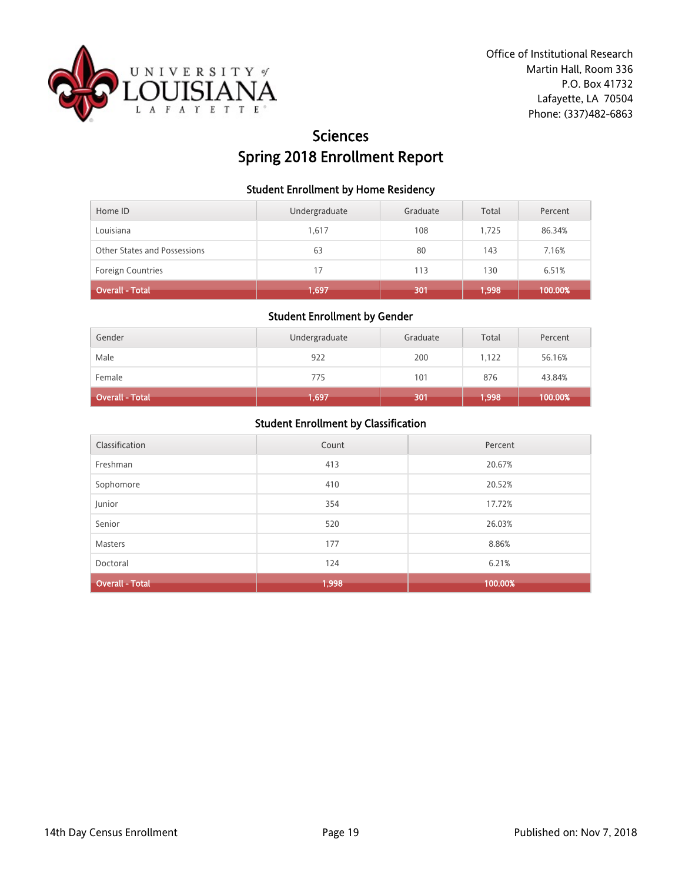Office of Institutional Research
Martin Hall, Room 336
P.O. Box 41732
Lafayette, LA 70504
Phone: (337)482-6863

# Sciences
# Spring 2018 Enrollment Report

### Student Enrollment by Home Residency

| Home ID | Undergraduate | Graduate | Total | Percent |
|---|---|---|---|---|
| Louisiana | 1,617 | 108 | 1,725 | 86.34% |
| Other States and Possessions | 63 | 80 | 143 | 7.16% |
| Foreign Countries | 17 | 113 | 130 | 6.51% |
| **Overall - Total** | **1,697** | **301** | **1,998** | **100.00%** |

### Student Enrollment by Gender

| Gender | Undergraduate | Graduate | Total | Percent |
|---|---|---|---|---|
| Male | 922 | 200 | 1,122 | 56.16% |
| Female | 775 | 101 | 876 | 43.84% |
| **Overall - Total** | **1,697** | **301** | **1,998** | **100.00%** |

### Student Enrollment by Classification

| Classification | Count | Percent |
|---|---|---|
| Freshman | 413 | 20.67% |
| Sophomore | 410 | 20.52% |
| Junior | 354 | 17.72% |
| Senior | 520 | 26.03% |
| Masters | 177 | 8.86% |
| Doctoral | 124 | 6.21% |
| **Overall - Total** | **1,998** | **100.00%** |

14th Day Census Enrollment

Published on: Nov 7, 2018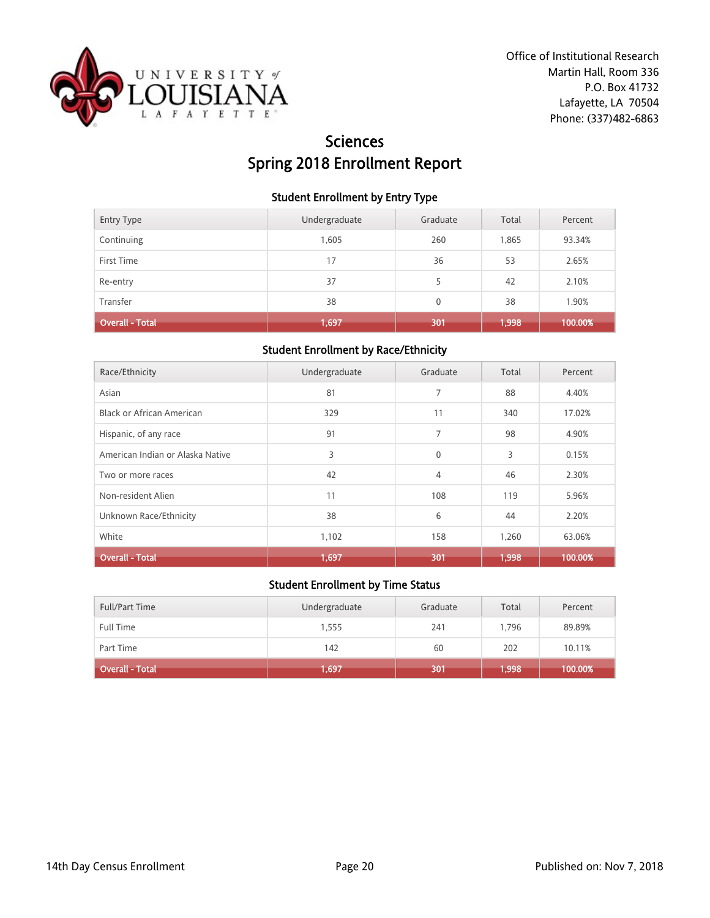Office of Institutional Research
Martin Hall, Room 336
P.O. Box 41732
Lafayette, LA 70504
Phone: (337)482-6863

# Sciences
# Spring 2018 Enrollment Report

### Student Enrollment by Entry Type

| Entry Type | Undergraduate | Graduate | Total | Percent |
|---|---|---|---|---|
| Continuing | 1,605 | 260 | 1,865 | 93.34% |
| First Time | 17 | 36 | 53 | 2.65% |
| Re-entry | 37 | 5 | 42 | 2.10% |
| Transfer | 38 | 0 | 38 | 1.90% |
| **Overall - Total** | **1,697** | **301** | **1,998** | **100.00%** |

### Student Enrollment by Race/Ethnicity

| Race/Ethnicity | Undergraduate | Graduate | Total | Percent |
|---|---|---|---|---|
| Asian | 81 | 7 | 88 | 4.40% |
| Black or African American | 329 | 11 | 340 | 17.02% |
| Hispanic, of any race | 91 | 7 | 98 | 4.90% |
| American Indian or Alaska Native | 3 | 0 | 3 | 0.15% |
| Two or more races | 42 | 4 | 46 | 2.30% |
| Non-resident Alien | 11 | 108 | 119 | 5.96% |
| Unknown Race/Ethnicity | 38 | 6 | 44 | 2.20% |
| White | 1,102 | 158 | 1,260 | 63.06% |
| **Overall - Total** | **1,697** | **301** | **1,998** | **100.00%** |

### Student Enrollment by Time Status

| Full/Part Time | Undergraduate | Graduate | Total | Percent |
|---|---|---|---|---|
| Full Time | 1,555 | 241 | 1,796 | 89.89% |
| Part Time | 142 | 60 | 202 | 10.11% |
| **Overall - Total** | **1,697** | **301** | **1,998** | **100.00%** |

14th Day Census Enrollment

Published on: Nov 7, 2018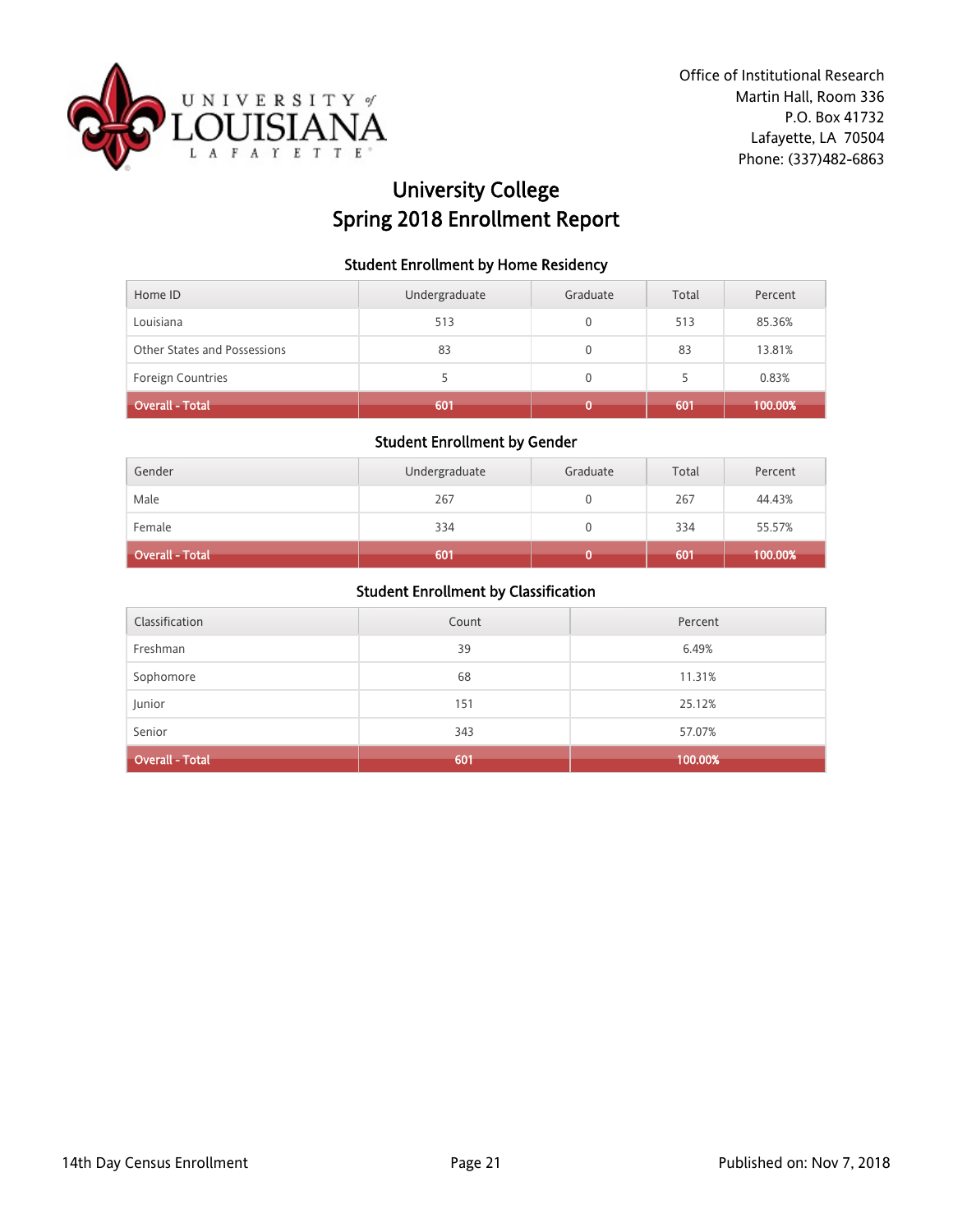Office of Institutional Research
Martin Hall, Room 336
P.O. Box 41732
Lafayette, LA 70504
Phone: (337)482-6863

# University College
# Spring 2018 Enrollment Report

### Student Enrollment by Home Residency

| Home ID | Undergraduate | Graduate | Total | Percent |
|---|---|---|---|---|
| Louisiana | 513 | 0 | 513 | 85.36% |
| Other States and Possessions | 83 | 0 | 83 | 13.81% |
| Foreign Countries | 5 | 0 | 5 | 0.83% |
| **Overall - Total** | **601** | **0** | **601** | **100.00%** |

### Student Enrollment by Gender

| Gender | Undergraduate | Graduate | Total | Percent |
|---|---|---|---|---|
| Male | 267 | 0 | 267 | 44.43% |
| Female | 334 | 0 | 334 | 55.57% |
| **Overall - Total** | **601** | **0** | **601** | **100.00%** |

### Student Enrollment by Classification

| Classification | Count | Percent |
|---|---|---|
| Freshman | 39 | 6.49% |
| Sophomore | 68 | 11.31% |
| Junior | 151 | 25.12% |
| Senior | 343 | 57.07% |
| **Overall - Total** | **601** | **100.00%** |

14th Day Census Enrollment

Published on: Nov 7, 2018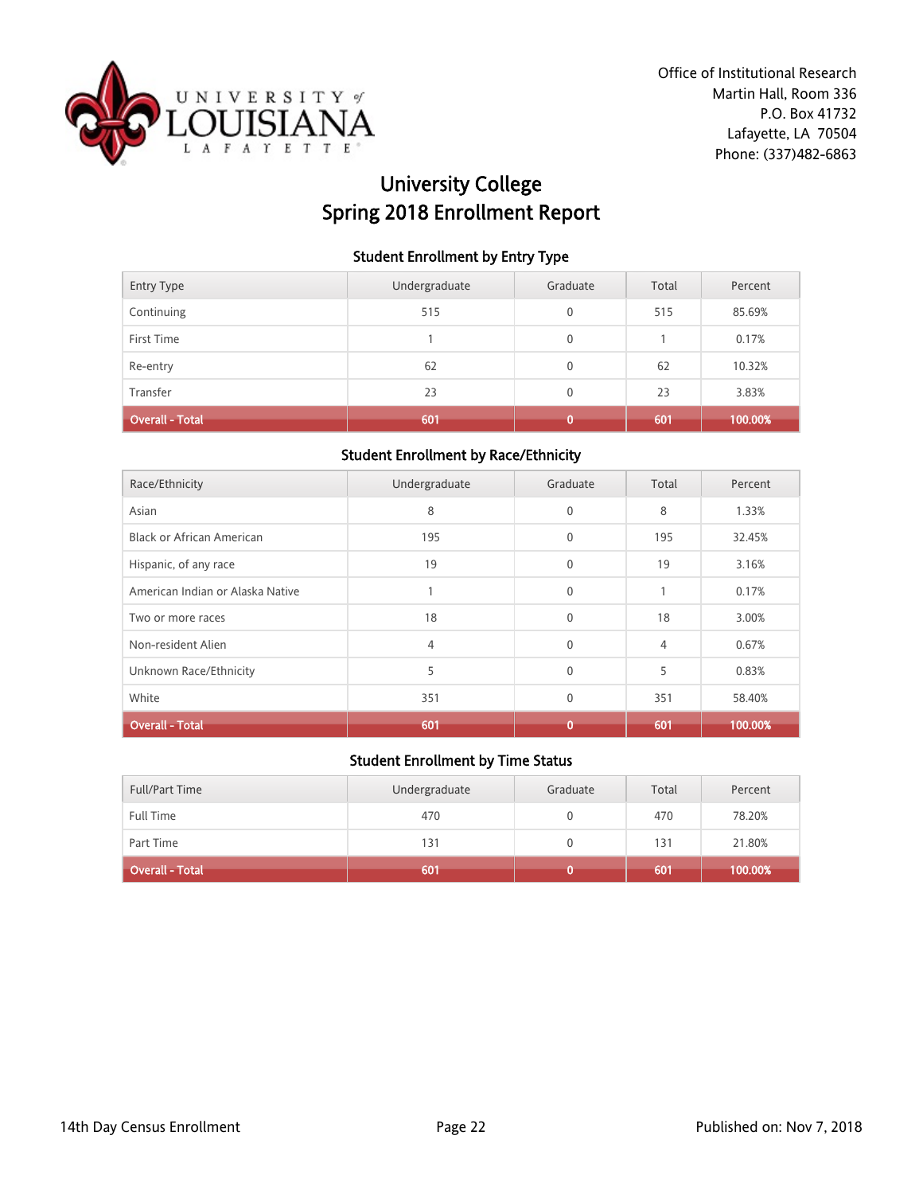Office of Institutional Research
Martin Hall, Room 336
P.O. Box 41732
Lafayette, LA 70504
Phone: (337)482-6863

# University College
# Spring 2018 Enrollment Report

### Student Enrollment by Entry Type

| Entry Type | Undergraduate | Graduate | Total | Percent |
|---|---|---|---|---|
| Continuing | 515 | 0 | 515 | 85.69% |
| First Time | 1 | 0 | 1 | 0.17% |
| Re-entry | 62 | 0 | 62 | 10.32% |
| Transfer | 23 | 0 | 23 | 3.83% |
| **Overall - Total** | **601** | **0** | **601** | **100.00%** |

### Student Enrollment by Race/Ethnicity

| Race/Ethnicity | Undergraduate | Graduate | Total | Percent |
|---|---|---|---|---|
| Asian | 8 | 0 | 8 | 1.33% |
| Black or African American | 195 | 0 | 195 | 32.45% |
| Hispanic, of any race | 19 | 0 | 19 | 3.16% |
| American Indian or Alaska Native | 1 | 0 | 1 | 0.17% |
| Two or more races | 18 | 0 | 18 | 3.00% |
| Non-resident Alien | 4 | 0 | 4 | 0.67% |
| Unknown Race/Ethnicity | 5 | 0 | 5 | 0.83% |
| White | 351 | 0 | 351 | 58.40% |
| **Overall - Total** | **601** | **0** | **601** | **100.00%** |

### Student Enrollment by Time Status

| Full/Part Time | Undergraduate | Graduate | Total | Percent |
|---|---|---|---|---|
| Full Time | 470 | 0 | 470 | 78.20% |
| Part Time | 131 | 0 | 131 | 21.80% |
| **Overall - Total** | **601** | **0** | **601** | **100.00%** |

14th Day Census Enrollment

Published on: Nov 7, 2018